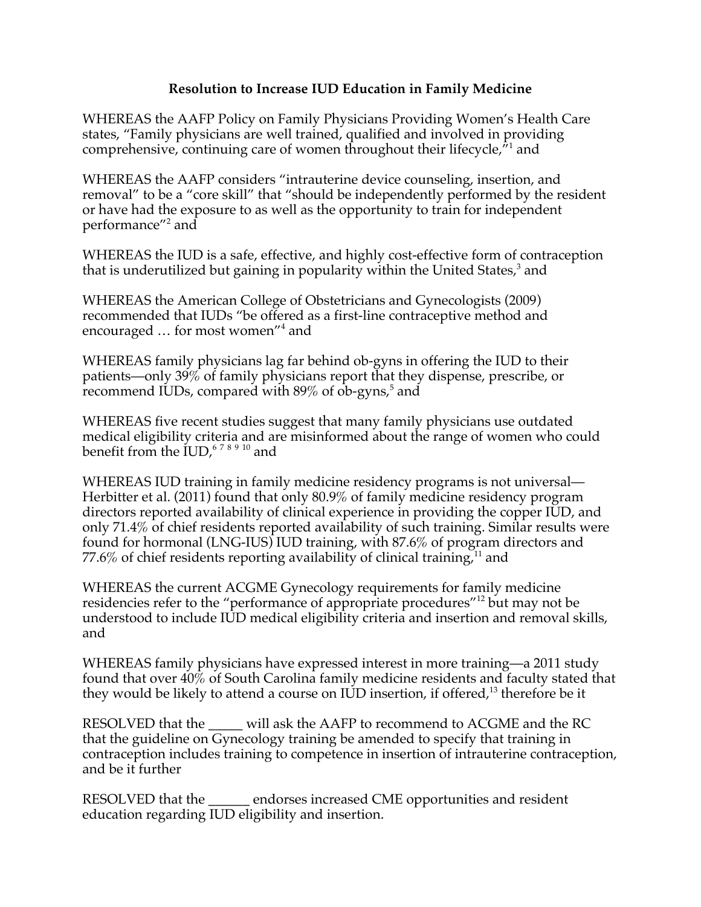# Resolution to Increase IUD Education in Family Medicine

WHEREAS the AAFP Policy on Family Physicians Providing Women's Health Care states, "Family physicians are well trained, qualified and involved in providing comprehensive, continuing care of women throughout their lifecycle,"[1] and

WHEREAS the AAFP considers "intrauterine device counseling, insertion, and removal" to be a "core skill" that "should be independently performed by the resident or have had the exposure to as well as the opportunity to train for independent performance"[2] and

WHEREAS the IUD is a safe, effective, and highly cost-effective form of contraception that is underutilized but gaining in popularity within the United States,[3] and

WHEREAS the American College of Obstetricians and Gynecologists (2009) recommended that IUDs "be offered as a first-line contraceptive method and encouraged … for most women"[4] and

WHEREAS family physicians lag far behind ob-gyns in offering the IUD to their patients—only 39% of family physicians report that they dispense, prescribe, or recommend IUDs, compared with 89% of ob-gyns,[5] and

WHEREAS five recent studies suggest that many family physicians use outdated medical eligibility criteria and are misinformed about the range of women who could benefit from the IUD,[6 7 8 9 10] and

WHEREAS IUD training in family medicine residency programs is not universal—Herbitter et al. (2011) found that only 80.9% of family medicine residency program directors reported availability of clinical experience in providing the copper IUD, and only 71.4% of chief residents reported availability of such training. Similar results were found for hormonal (LNG-IUS) IUD training, with 87.6% of program directors and 77.6% of chief residents reporting availability of clinical training,[11] and

WHEREAS the current ACGME Gynecology requirements for family medicine residencies refer to the "performance of appropriate procedures"[12] but may not be understood to include IUD medical eligibility criteria and insertion and removal skills, and

WHEREAS family physicians have expressed interest in more training—a 2011 study found that over 40% of South Carolina family medicine residents and faculty stated that they would be likely to attend a course on IUD insertion, if offered,[13] therefore be it

RESOLVED that the _____ will ask the AAFP to recommend to ACGME and the RC that the guideline on Gynecology training be amended to specify that training in contraception includes training to competence in insertion of intrauterine contraception, and be it further

RESOLVED that the ______ endorses increased CME opportunities and resident education regarding IUD eligibility and insertion.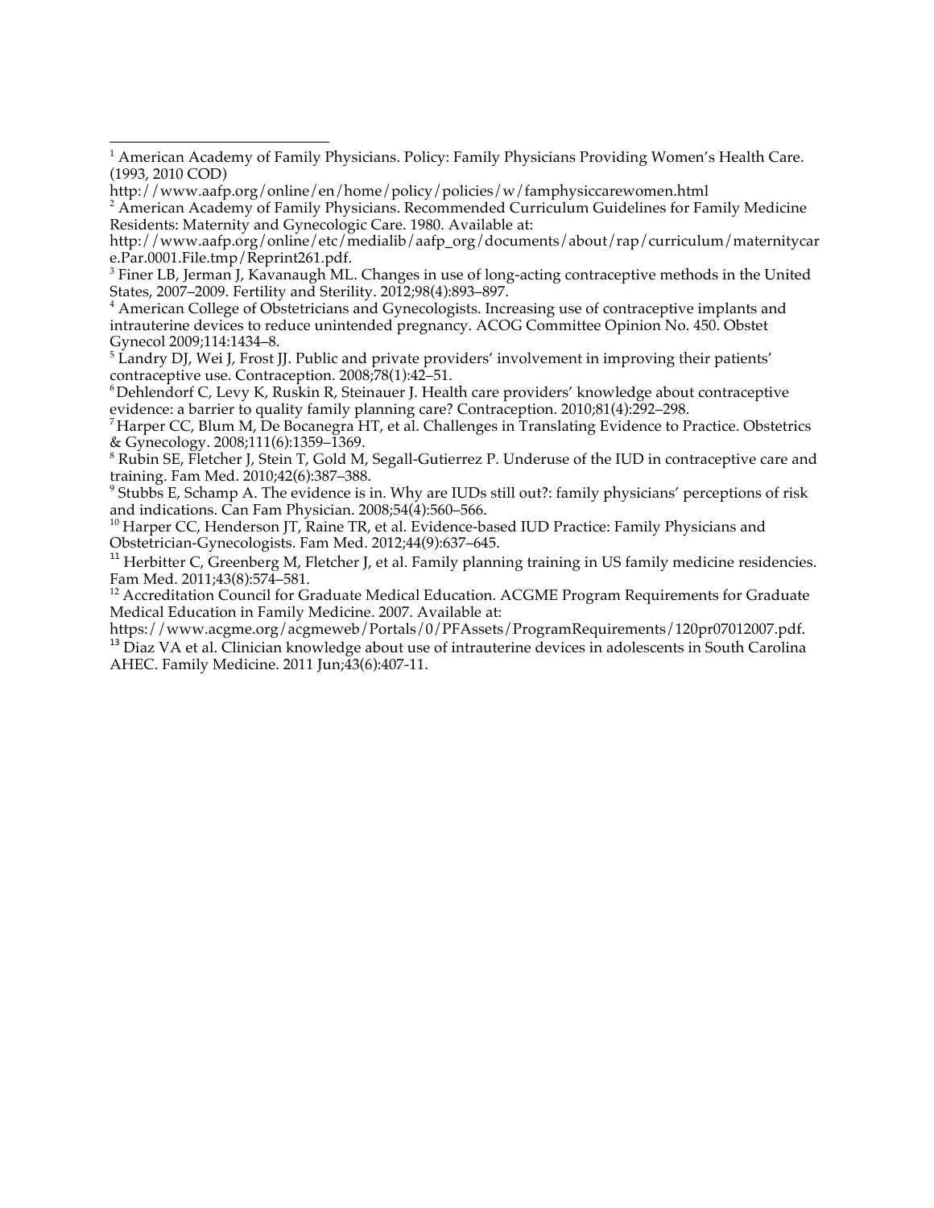[1] American Academy of Family Physicians. Policy: Family Physicians Providing Women's Health Care. (1993, 2010 COD)
http://www.aafp.org/online/en/home/policy/policies/w/famphysiccarewomen.html

[2] American Academy of Family Physicians. Recommended Curriculum Guidelines for Family Medicine Residents: Maternity and Gynecologic Care. 1980. Available at:
http://www.aafp.org/online/etc/medialib/aafp_org/documents/about/rap/curriculum/maternitycare.Par.0001.File.tmp/Reprint261.pdf.

[3] Finer LB, Jerman J, Kavanaugh ML. Changes in use of long-acting contraceptive methods in the United States, 2007–2009. Fertility and Sterility. 2012;98(4):893–897.

[4] American College of Obstetricians and Gynecologists. Increasing use of contraceptive implants and intrauterine devices to reduce unintended pregnancy. ACOG Committee Opinion No. 450. Obstet Gynecol 2009;114:1434–8.

[5] Landry DJ, Wei J, Frost JJ. Public and private providers' involvement in improving their patients' contraceptive use. Contraception. 2008;78(1):42–51.

[6] Dehlendorf C, Levy K, Ruskin R, Steinauer J. Health care providers' knowledge about contraceptive evidence: a barrier to quality family planning care? Contraception. 2010;81(4):292–298.

[7] Harper CC, Blum M, De Bocanegra HT, et al. Challenges in Translating Evidence to Practice. Obstetrics & Gynecology. 2008;111(6):1359–1369.

[8] Rubin SE, Fletcher J, Stein T, Gold M, Segall-Gutierrez P. Underuse of the IUD in contraceptive care and training. Fam Med. 2010;42(6):387–388.

[9] Stubbs E, Schamp A. The evidence is in. Why are IUDs still out?: family physicians' perceptions of risk and indications. Can Fam Physician. 2008;54(4):560–566.

[10] Harper CC, Henderson JT, Raine TR, et al. Evidence-based IUD Practice: Family Physicians and Obstetrician-Gynecologists. Fam Med. 2012;44(9):637–645.

[11] Herbitter C, Greenberg M, Fletcher J, et al. Family planning training in US family medicine residencies. Fam Med. 2011;43(8):574–581.

[12] Accreditation Council for Graduate Medical Education. ACGME Program Requirements for Graduate Medical Education in Family Medicine. 2007. Available at:
https://www.acgme.org/acgmeweb/Portals/0/PFAssets/ProgramRequirements/120pr07012007.pdf.

[13] Diaz VA et al. Clinician knowledge about use of intrauterine devices in adolescents in South Carolina AHEC. Family Medicine. 2011 Jun;43(6):407-11.